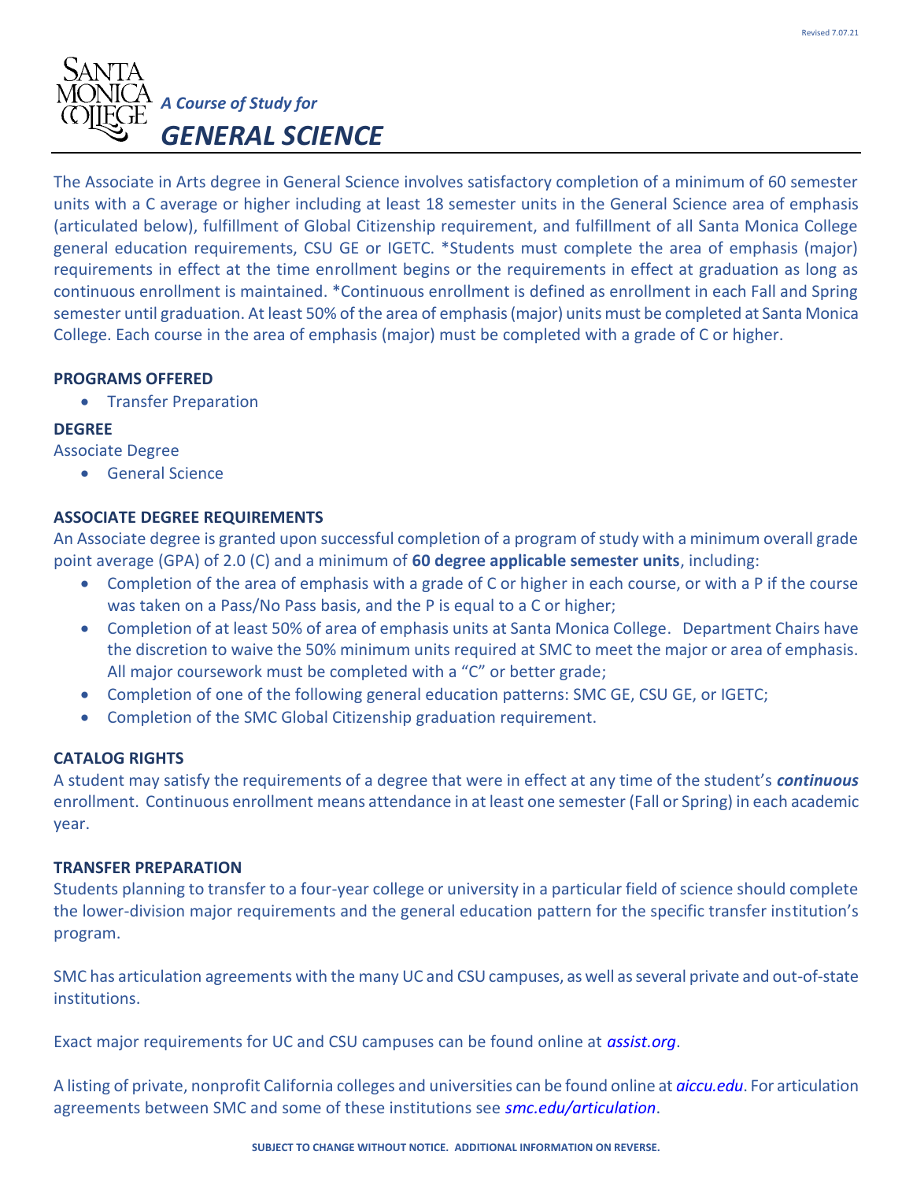# SANTA MONICA COLLEGE

## *A Course of Study for*

# *GENERAL SCIENCE*

The Associate in Arts degree in General Science involves satisfactory completion of a minimum of 60 semester units with a C average or higher including at least 18 semester units in the General Science area of emphasis (articulated below), fulfillment of Global Citizenship requirement, and fulfillment of all Santa Monica College general education requirements, CSU GE or IGETC. *Students must complete the area of emphasis (major) requirements in effect at the time enrollment begins or the requirements in effect at graduation as long as continuous enrollment is maintained. *Continuous enrollment is defined as enrollment in each Fall and Spring semester until graduation. At least 50% of the area of emphasis (major) units must be completed at Santa Monica College. Each course in the area of emphasis (major) must be completed with a grade of C or higher.

**PROGRAMS OFFERED**

- Transfer Preparation

**DEGREE**

Associate Degree

- General Science

**ASSOCIATE DEGREE REQUIREMENTS**

An Associate degree is granted upon successful completion of a program of study with a minimum overall grade point average (GPA) of 2.0 (C) and a minimum of **60 degree applicable semester units**, including:

- Completion of the area of emphasis with a grade of C or higher in each course, or with a P if the course was taken on a Pass/No Pass basis, and the P is equal to a C or higher;
- Completion of at least 50% of area of emphasis units at Santa Monica College. Department Chairs have the discretion to waive the 50% minimum units required at SMC to meet the major or area of emphasis. All major coursework must be completed with a "C" or better grade;
- Completion of one of the following general education patterns: SMC GE, CSU GE, or IGETC;
- Completion of the SMC Global Citizenship graduation requirement.

**CATALOG RIGHTS**

A student may satisfy the requirements of a degree that were in effect at any time of the student's ***continuous*** enrollment. Continuous enrollment means attendance in at least one semester (Fall or Spring) in each academic year.

**TRANSFER PREPARATION**

Students planning to transfer to a four-year college or university in a particular field of science should complete the lower-division major requirements and the general education pattern for the specific transfer institution's program.

SMC has articulation agreements with the many UC and CSU campuses, as well as several private and out-of-state institutions.

Exact major requirements for UC and CSU campuses can be found online at ***assist.org***.

A listing of private, nonprofit California colleges and universities can be found online at ***aiccu.edu***. For articulation agreements between SMC and some of these institutions see ***smc.edu/articulation***.

**SUBJECT TO CHANGE WITHOUT NOTICE. ADDITIONAL INFORMATION ON REVERSE.**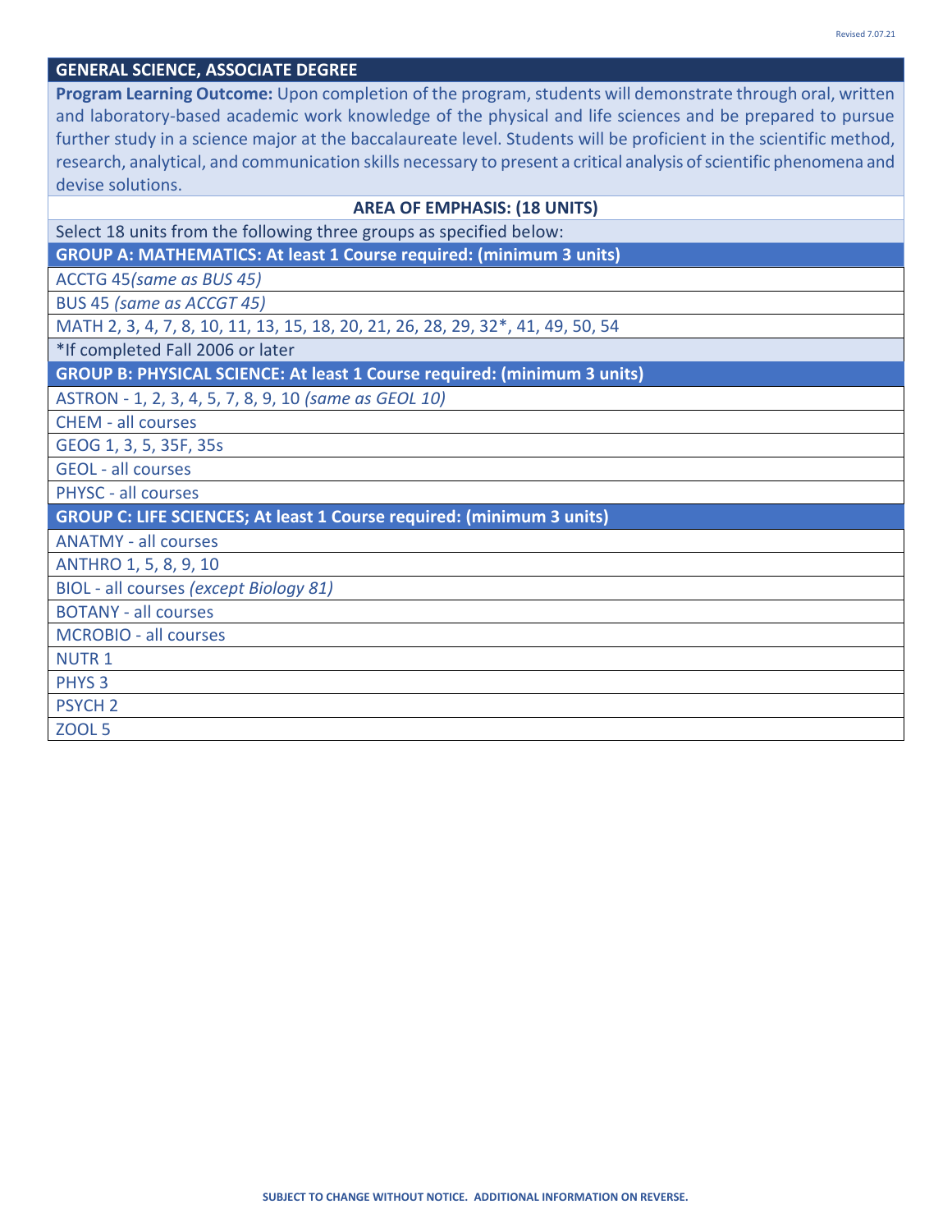## GENERAL SCIENCE, ASSOCIATE DEGREE

**Program Learning Outcome:** Upon completion of the program, students will demonstrate through oral, written and laboratory-based academic work knowledge of the physical and life sciences and be prepared to pursue further study in a science major at the baccalaureate level. Students will be proficient in the scientific method, research, analytical, and communication skills necessary to present a critical analysis of scientific phenomena and devise solutions.

### AREA OF EMPHASIS: (18 UNITS)

Select 18 units from the following three groups as specified below:

| |
|---|
| **GROUP A: MATHEMATICS: At least 1 Course required: (minimum 3 units)** |
| ACCTG 45*(same as BUS 45)* |
| BUS 45 *(same as ACCGT 45)* |
| MATH 2, 3, 4, 7, 8, 10, 11, 13, 15, 18, 20, 21, 26, 28, 29, 32*, 41, 49, 50, 54 |
| *If completed Fall 2006 or later |
| **GROUP B: PHYSICAL SCIENCE: At least 1 Course required: (minimum 3 units)** |
| ASTRON - 1, 2, 3, 4, 5, 7, 8, 9, 10 *(same as GEOL 10)* |
| CHEM - all courses |
| GEOG 1, 3, 5, 35F, 35s |
| GEOL - all courses |
| PHYSC - all courses |
| **GROUP C: LIFE SCIENCES; At least 1 Course required: (minimum 3 units)** |
| ANATMY - all courses |
| ANTHRO 1, 5, 8, 9, 10 |
| BIOL - all courses *(except Biology 81)* |
| BOTANY - all courses |
| MCROBIO - all courses |
| NUTR 1 |
| PHYS 3 |
| PSYCH 2 |
| ZOOL 5 |

SUBJECT TO CHANGE WITHOUT NOTICE. ADDITIONAL INFORMATION ON REVERSE.